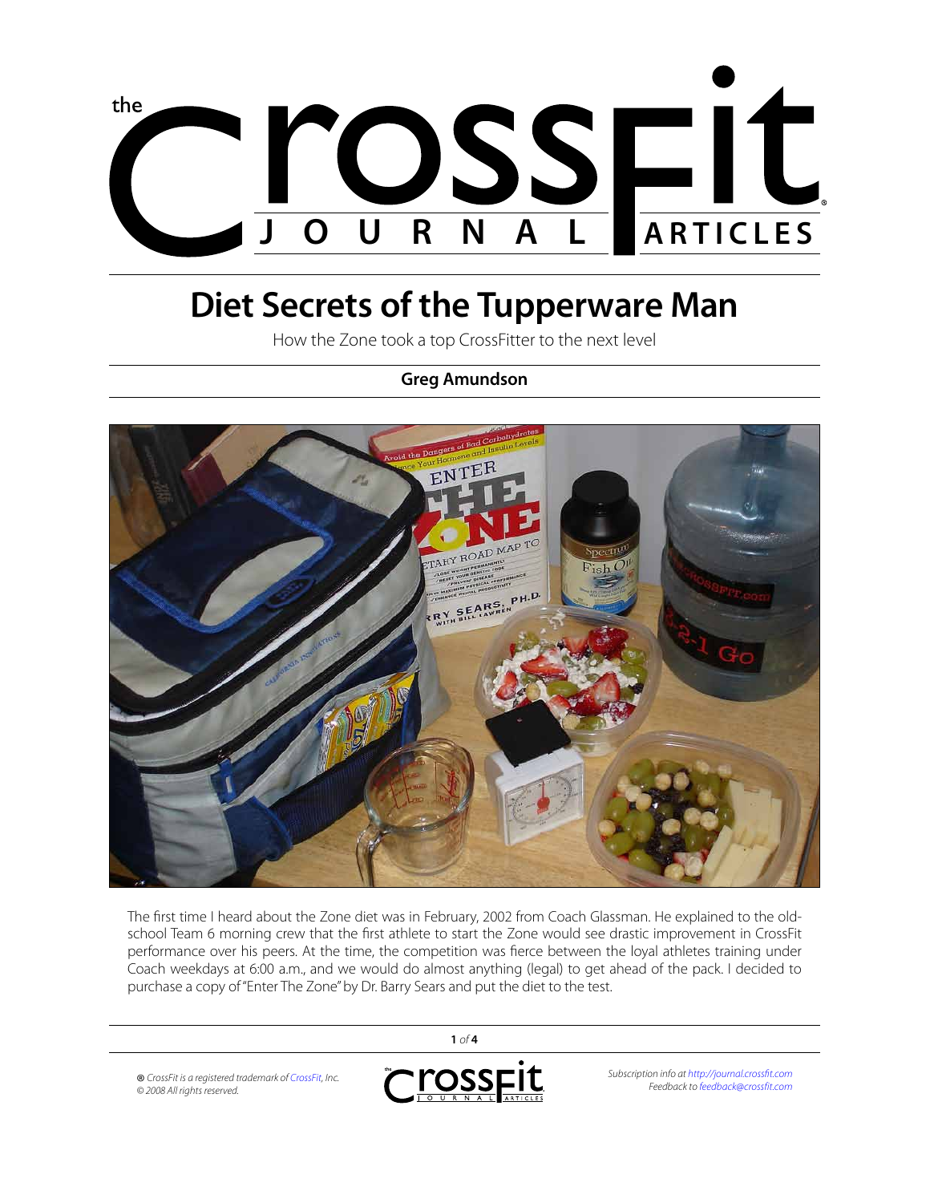# Diet Secrets of the Tupperware Man

How the Zone took a top CrossFitter to the next level

**Greg Amundson**

The first time I heard about the Zone diet was in February, 2002 from Coach Glassman. He explained to the old-school Team 6 morning crew that the first athlete to start the Zone would see drastic improvement in CrossFit performance over his peers. At the time, the competition was fierce between the loyal athletes training under Coach weekdays at 6:00 a.m., and we would do almost anything (legal) to get ahead of the pack. I decided to purchase a copy of "Enter The Zone" by Dr. Barry Sears and put the diet to the test.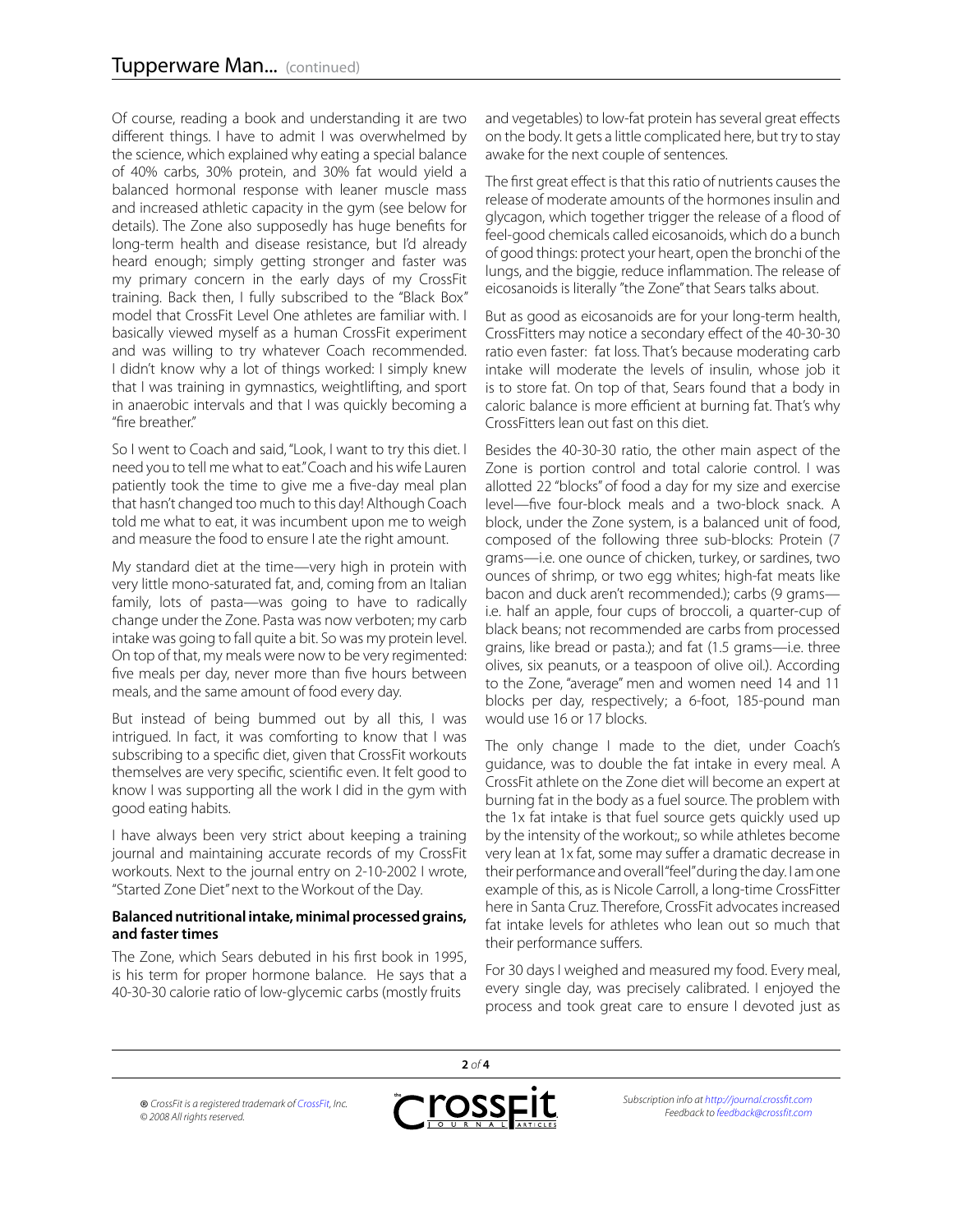Of course, reading a book and understanding it are two different things. I have to admit I was overwhelmed by the science, which explained why eating a special balance of 40% carbs, 30% protein, and 30% fat would yield a balanced hormonal response with leaner muscle mass and increased athletic capacity in the gym (see below for details). The Zone also supposedly has huge benefits for long-term health and disease resistance, but I'd already heard enough; simply getting stronger and faster was my primary concern in the early days of my CrossFit training. Back then, I fully subscribed to the "Black Box" model that CrossFit Level One athletes are familiar with. I basically viewed myself as a human CrossFit experiment and was willing to try whatever Coach recommended. I didn't know why a lot of things worked: I simply knew that I was training in gymnastics, weightlifting, and sport in anaerobic intervals and that I was quickly becoming a "fire breather."

So I went to Coach and said, "Look, I want to try this diet. I need you to tell me what to eat." Coach and his wife Lauren patiently took the time to give me a five-day meal plan that hasn't changed too much to this day! Although Coach told me what to eat, it was incumbent upon me to weigh and measure the food to ensure I ate the right amount.

My standard diet at the time—very high in protein with very little mono-saturated fat, and, coming from an Italian family, lots of pasta—was going to have to radically change under the Zone. Pasta was now verboten; my carb intake was going to fall quite a bit. So was my protein level. On top of that, my meals were now to be very regimented: five meals per day, never more than five hours between meals, and the same amount of food every day.

But instead of being bummed out by all this, I was intrigued. In fact, it was comforting to know that I was subscribing to a specific diet, given that CrossFit workouts themselves are very specific, scientific even. It felt good to know I was supporting all the work I did in the gym with good eating habits.

I have always been very strict about keeping a training journal and maintaining accurate records of my CrossFit workouts. Next to the journal entry on 2-10-2002 I wrote, "Started Zone Diet" next to the Workout of the Day.

**Balanced nutritional intake, minimal processed grains, and faster times**

The Zone, which Sears debuted in his first book in 1995, is his term for proper hormone balance. He says that a 40-30-30 calorie ratio of low-glycemic carbs (mostly fruits and vegetables) to low-fat protein has several great effects on the body. It gets a little complicated here, but try to stay awake for the next couple of sentences.

The first great effect is that this ratio of nutrients causes the release of moderate amounts of the hormones insulin and glycagon, which together trigger the release of a flood of feel-good chemicals called eicosanoids, which do a bunch of good things: protect your heart, open the bronchi of the lungs, and the biggie, reduce inflammation. The release of eicosanoids is literally "the Zone" that Sears talks about.

But as good as eicosanoids are for your long-term health, CrossFitters may notice a secondary effect of the 40-30-30 ratio even faster: fat loss. That's because moderating carb intake will moderate the levels of insulin, whose job it is to store fat. On top of that, Sears found that a body in caloric balance is more efficient at burning fat. That's why CrossFitters lean out fast on this diet.

Besides the 40-30-30 ratio, the other main aspect of the Zone is portion control and total calorie control. I was allotted 22 "blocks" of food a day for my size and exercise level—five four-block meals and a two-block snack. A block, under the Zone system, is a balanced unit of food, composed of the following three sub-blocks: Protein (7 grams—i.e. one ounce of chicken, turkey, or sardines, two ounces of shrimp, or two egg whites; high-fat meats like bacon and duck aren't recommended.); carbs (9 grams—i.e. half an apple, four cups of broccoli, a quarter-cup of black beans; not recommended are carbs from processed grains, like bread or pasta.); and fat (1.5 grams—i.e. three olives, six peanuts, or a teaspoon of olive oil.). According to the Zone, "average" men and women need 14 and 11 blocks per day, respectively; a 6-foot, 185-pound man would use 16 or 17 blocks.

The only change I made to the diet, under Coach's guidance, was to double the fat intake in every meal. A CrossFit athlete on the Zone diet will become an expert at burning fat in the body as a fuel source. The problem with the 1x fat intake is that fuel source gets quickly used up by the intensity of the workout;, so while athletes become very lean at 1x fat, some may suffer a dramatic decrease in their performance and overall "feel" during the day. I am one example of this, as is Nicole Carroll, a long-time CrossFitter here in Santa Cruz. Therefore, CrossFit advocates increased fat intake levels for athletes who lean out so much that their performance suffers.

For 30 days I weighed and measured my food. Every meal, every single day, was precisely calibrated. I enjoyed the process and took great care to ensure I devoted just as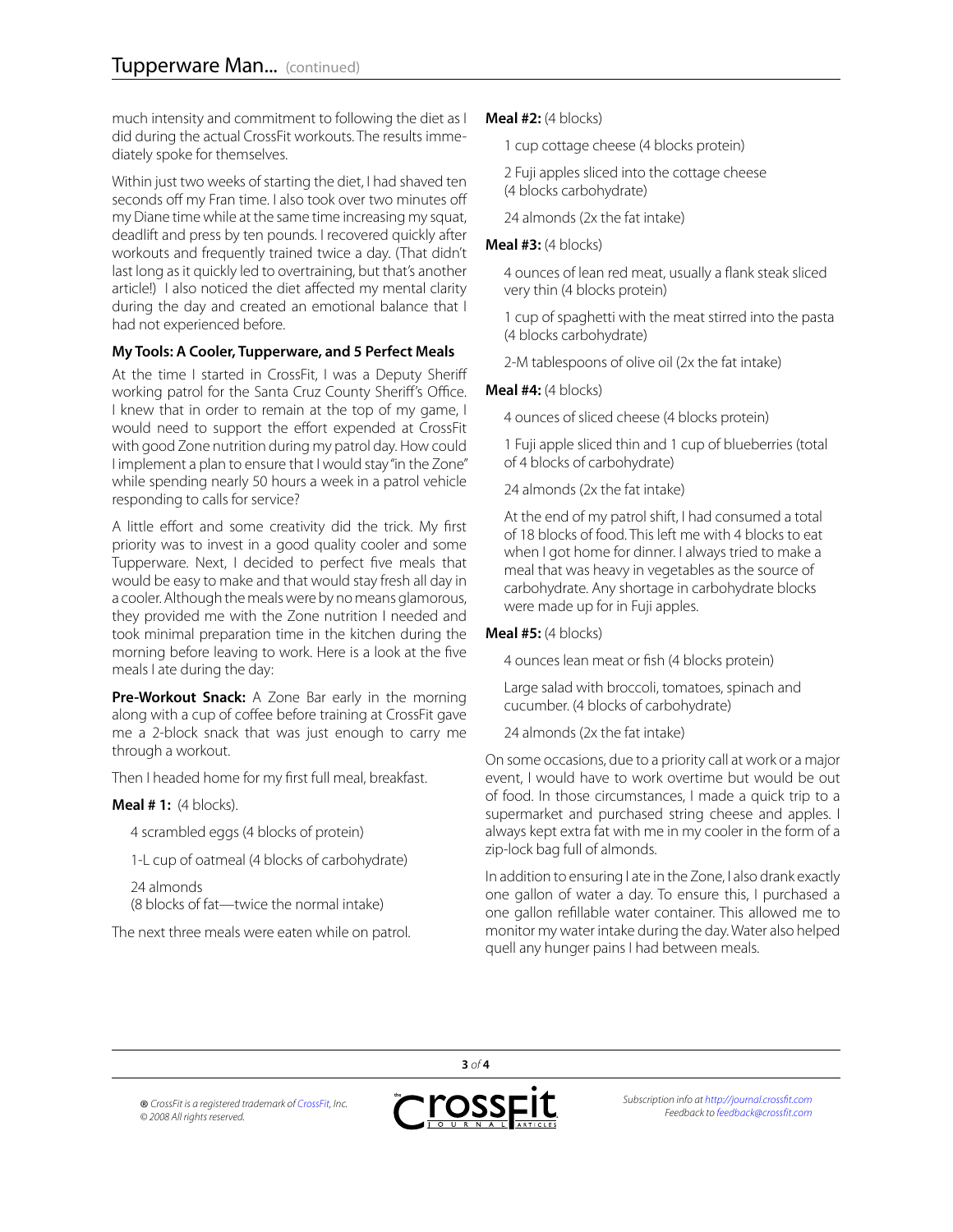much intensity and commitment to following the diet as I did during the actual CrossFit workouts. The results immediately spoke for themselves.

Within just two weeks of starting the diet, I had shaved ten seconds off my Fran time. I also took over two minutes off my Diane time while at the same time increasing my squat, deadlift and press by ten pounds. I recovered quickly after workouts and frequently trained twice a day. (That didn't last long as it quickly led to overtraining, but that's another article!) I also noticed the diet affected my mental clarity during the day and created an emotional balance that I had not experienced before.

**My Tools: A Cooler, Tupperware, and 5 Perfect Meals**

At the time I started in CrossFit, I was a Deputy Sheriff working patrol for the Santa Cruz County Sheriff's Office. I knew that in order to remain at the top of my game, I would need to support the effort expended at CrossFit with good Zone nutrition during my patrol day. How could I implement a plan to ensure that I would stay "in the Zone" while spending nearly 50 hours a week in a patrol vehicle responding to calls for service?

A little effort and some creativity did the trick. My first priority was to invest in a good quality cooler and some Tupperware. Next, I decided to perfect five meals that would be easy to make and that would stay fresh all day in a cooler. Although the meals were by no means glamorous, they provided me with the Zone nutrition I needed and took minimal preparation time in the kitchen during the morning before leaving to work. Here is a look at the five meals I ate during the day:

**Pre-Workout Snack:** A Zone Bar early in the morning along with a cup of coffee before training at CrossFit gave me a 2-block snack that was just enough to carry me through a workout.

Then I headed home for my first full meal, breakfast.

**Meal # 1:** (4 blocks).

4 scrambled eggs (4 blocks of protein)

1-L cup of oatmeal (4 blocks of carbohydrate)

24 almonds
(8 blocks of fat—twice the normal intake)

The next three meals were eaten while on patrol.

**Meal #2:** (4 blocks)

1 cup cottage cheese (4 blocks protein)

2 Fuji apples sliced into the cottage cheese
(4 blocks carbohydrate)

24 almonds (2x the fat intake)

**Meal #3:** (4 blocks)

4 ounces of lean red meat, usually a flank steak sliced very thin (4 blocks protein)

1 cup of spaghetti with the meat stirred into the pasta (4 blocks carbohydrate)

2-M tablespoons of olive oil (2x the fat intake)

**Meal #4:** (4 blocks)

4 ounces of sliced cheese (4 blocks protein)

1 Fuji apple sliced thin and 1 cup of blueberries (total of 4 blocks of carbohydrate)

24 almonds (2x the fat intake)

At the end of my patrol shift, I had consumed a total of 18 blocks of food. This left me with 4 blocks to eat when I got home for dinner. I always tried to make a meal that was heavy in vegetables as the source of carbohydrate. Any shortage in carbohydrate blocks were made up for in Fuji apples.

**Meal #5:** (4 blocks)

4 ounces lean meat or fish (4 blocks protein)

Large salad with broccoli, tomatoes, spinach and cucumber. (4 blocks of carbohydrate)

24 almonds (2x the fat intake)

On some occasions, due to a priority call at work or a major event, I would have to work overtime but would be out of food. In those circumstances, I made a quick trip to a supermarket and purchased string cheese and apples. I always kept extra fat with me in my cooler in the form of a zip-lock bag full of almonds.

In addition to ensuring I ate in the Zone, I also drank exactly one gallon of water a day. To ensure this, I purchased a one gallon refillable water container. This allowed me to monitor my water intake during the day. Water also helped quell any hunger pains I had between meals.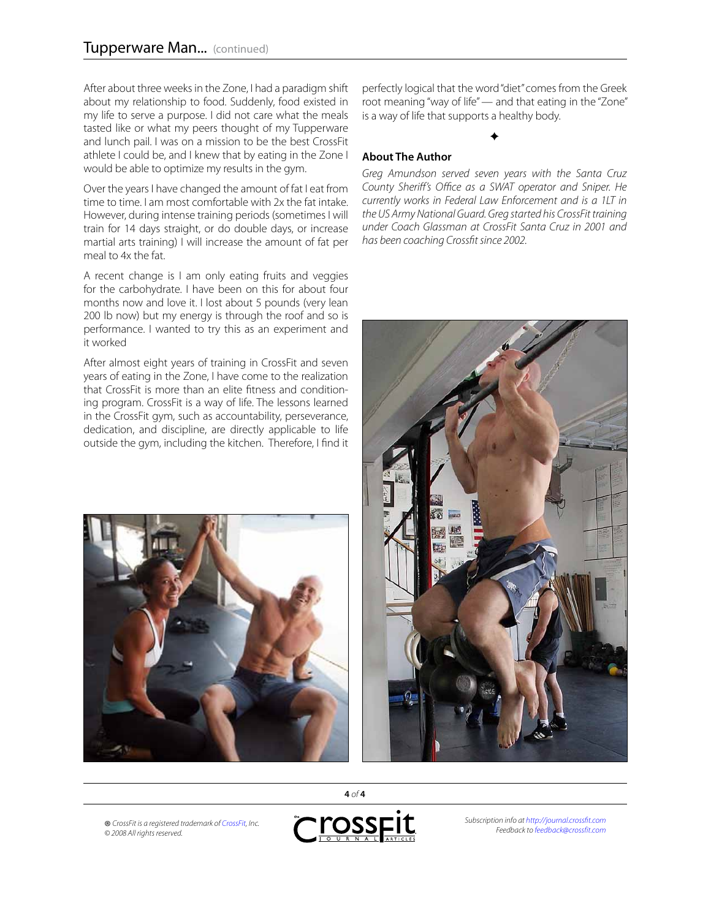After about three weeks in the Zone, I had a paradigm shift about my relationship to food. Suddenly, food existed in my life to serve a purpose. I did not care what the meals tasted like or what my peers thought of my Tupperware and lunch pail. I was on a mission to be the best CrossFit athlete I could be, and I knew that by eating in the Zone I would be able to optimize my results in the gym.

Over the years I have changed the amount of fat I eat from time to time. I am most comfortable with 2x the fat intake. However, during intense training periods (sometimes I will train for 14 days straight, or do double days, or increase martial arts training) I will increase the amount of fat per meal to 4x the fat.

A recent change is I am only eating fruits and veggies for the carbohydrate. I have been on this for about four months now and love it. I lost about 5 pounds (very lean 200 lb now) but my energy is through the roof and so is performance. I wanted to try this as an experiment and it worked

After almost eight years of training in CrossFit and seven years of eating in the Zone, I have come to the realization that CrossFit is more than an elite fitness and conditioning program. CrossFit is a way of life. The lessons learned in the CrossFit gym, such as accountability, perseverance, dedication, and discipline, are directly applicable to life outside the gym, including the kitchen. Therefore, I find it perfectly logical that the word "diet" comes from the Greek root meaning "way of life" — and that eating in the "Zone" is a way of life that supports a healthy body.

✦

### About The Author

*Greg Amundson served seven years with the Santa Cruz County Sheriff's Office as a SWAT operator and Sniper. He currently works in Federal Law Enforcement and is a 1LT in the US Army National Guard. Greg started his CrossFit training under Coach Glassman at CrossFit Santa Cruz in 2001 and has been coaching Crossfit since 2002.*

® CrossFit is a registered trademark of CrossFit, Inc.
© 2008 All rights reserved.

Subscription info at http://journal.crossfit.com
Feedback to feedback@crossfit.com